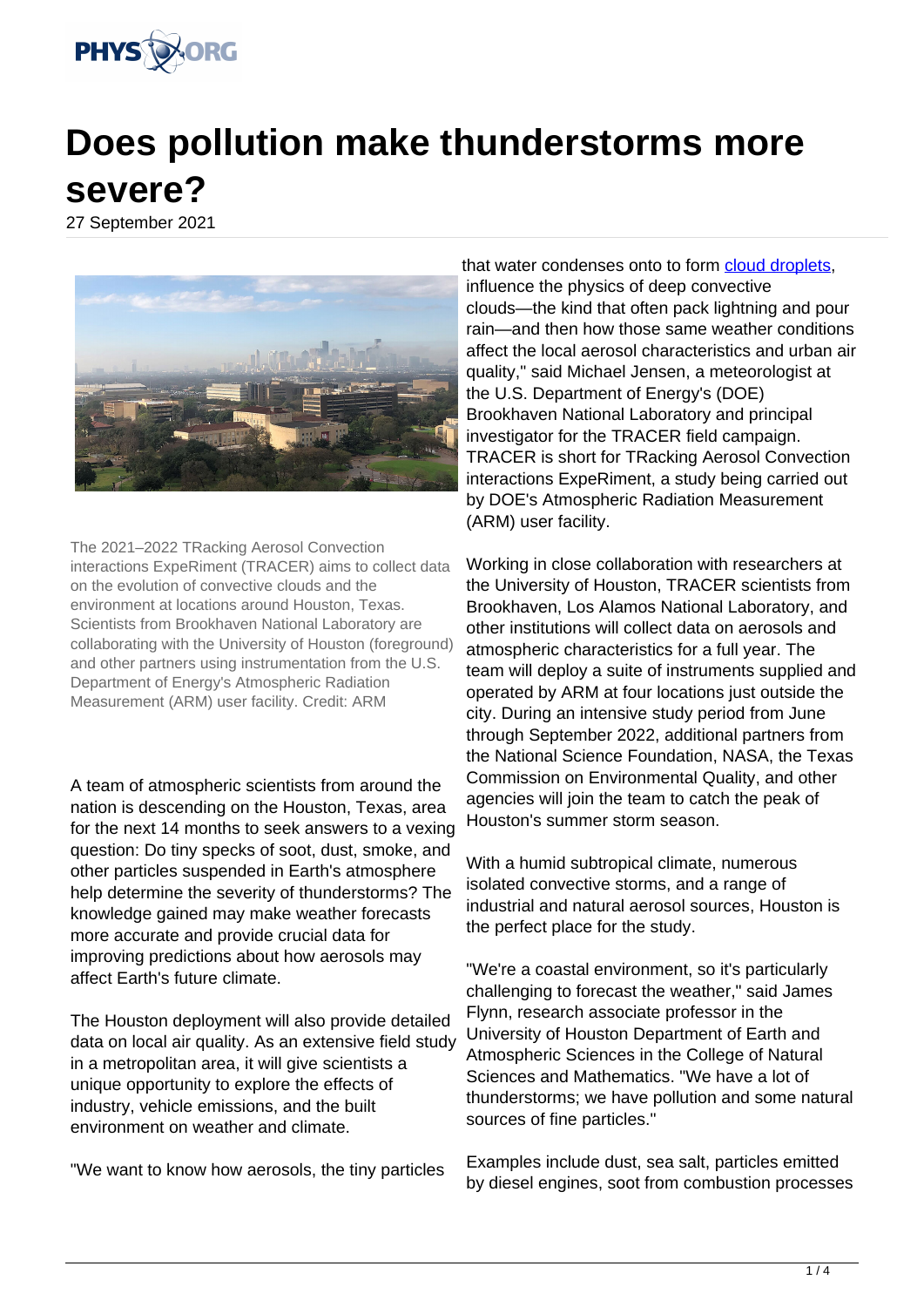# Does pollution make thunderstorms more severe?

27 September 2021

The 2021–2022 TRacking Aerosol Convection interactions ExpeRiment (TRACER) aims to collect data on the evolution of convective clouds and the environment at locations around Houston, Texas. Scientists from Brookhaven National Laboratory are collaborating with the University of Houston (foreground) and other partners using instrumentation from the U.S. Department of Energy's Atmospheric Radiation Measurement (ARM) user facility. Credit: ARM

A team of atmospheric scientists from around the nation is descending on the Houston, Texas, area for the next 14 months to seek answers to a vexing question: Do tiny specks of soot, dust, smoke, and other particles suspended in Earth's atmosphere help determine the severity of thunderstorms? The knowledge gained may make weather forecasts more accurate and provide crucial data for improving predictions about how aerosols may affect Earth's future climate.

The Houston deployment will also provide detailed data on local air quality. As an extensive field study in a metropolitan area, it will give scientists a unique opportunity to explore the effects of industry, vehicle emissions, and the built environment on weather and climate.

"We want to know how aerosols, the tiny particles that water condenses onto to form cloud droplets, influence the physics of deep convective clouds—the kind that often pack lightning and pour rain—and then how those same weather conditions affect the local aerosol characteristics and urban air quality," said Michael Jensen, a meteorologist at the U.S. Department of Energy's (DOE) Brookhaven National Laboratory and principal investigator for the TRACER field campaign. TRACER is short for TRacking Aerosol Convection interactions ExpeRiment, a study being carried out by DOE's Atmospheric Radiation Measurement (ARM) user facility.

Working in close collaboration with researchers at the University of Houston, TRACER scientists from Brookhaven, Los Alamos National Laboratory, and other institutions will collect data on aerosols and atmospheric characteristics for a full year. The team will deploy a suite of instruments supplied and operated by ARM at four locations just outside the city. During an intensive study period from June through September 2022, additional partners from the National Science Foundation, NASA, the Texas Commission on Environmental Quality, and other agencies will join the team to catch the peak of Houston's summer storm season.

With a humid subtropical climate, numerous isolated convective storms, and a range of industrial and natural aerosol sources, Houston is the perfect place for the study.

"We're a coastal environment, so it's particularly challenging to forecast the weather," said James Flynn, research associate professor in the University of Houston Department of Earth and Atmospheric Sciences in the College of Natural Sciences and Mathematics. "We have a lot of thunderstorms; we have pollution and some natural sources of fine particles."

Examples include dust, sea salt, particles emitted by diesel engines, soot from combustion processes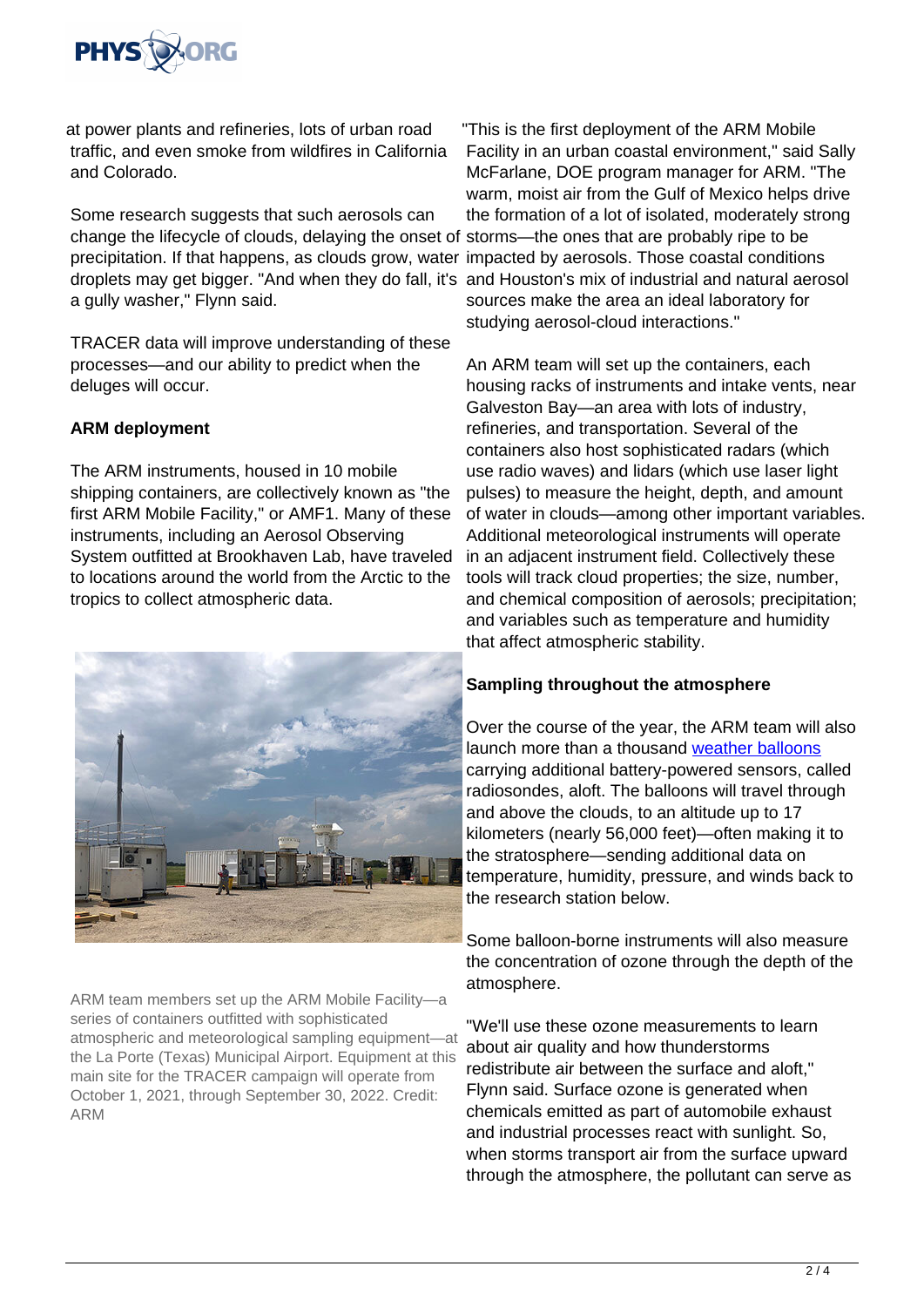at power plants and refineries, lots of urban road traffic, and even smoke from wildfires in California and Colorado.

Some research suggests that such aerosols can change the lifecycle of clouds, delaying the onset of precipitation. If that happens, as clouds grow, water droplets may get bigger. "And when they do fall, it's a gully washer," Flynn said.

TRACER data will improve understanding of these processes—and our ability to predict when the deluges will occur.

**ARM deployment**

The ARM instruments, housed in 10 mobile shipping containers, are collectively known as "the first ARM Mobile Facility," or AMF1. Many of these instruments, including an Aerosol Observing System outfitted at Brookhaven Lab, have traveled to locations around the world from the Arctic to the tropics to collect atmospheric data.

ARM team members set up the ARM Mobile Facility—a series of containers outfitted with sophisticated atmospheric and meteorological sampling equipment—at the La Porte (Texas) Municipal Airport. Equipment at this main site for the TRACER campaign will operate from October 1, 2021, through September 30, 2022. Credit: ARM

"This is the first deployment of the ARM Mobile Facility in an urban coastal environment," said Sally McFarlane, DOE program manager for ARM. "The warm, moist air from the Gulf of Mexico helps drive the formation of a lot of isolated, moderately strong storms—the ones that are probably ripe to be impacted by aerosols. Those coastal conditions and Houston's mix of industrial and natural aerosol sources make the area an ideal laboratory for studying aerosol-cloud interactions."

An ARM team will set up the containers, each housing racks of instruments and intake vents, near Galveston Bay—an area with lots of industry, refineries, and transportation. Several of the containers also host sophisticated radars (which use radio waves) and lidars (which use laser light pulses) to measure the height, depth, and amount of water in clouds—among other important variables. Additional meteorological instruments will operate in an adjacent instrument field. Collectively these tools will track cloud properties; the size, number, and chemical composition of aerosols; precipitation; and variables such as temperature and humidity that affect atmospheric stability.

**Sampling throughout the atmosphere**

Over the course of the year, the ARM team will also launch more than a thousand weather balloons carrying additional battery-powered sensors, called radiosondes, aloft. The balloons will travel through and above the clouds, to an altitude up to 17 kilometers (nearly 56,000 feet)—often making it to the stratosphere—sending additional data on temperature, humidity, pressure, and winds back to the research station below.

Some balloon-borne instruments will also measure the concentration of ozone through the depth of the atmosphere.

"We'll use these ozone measurements to learn about air quality and how thunderstorms redistribute air between the surface and aloft," Flynn said. Surface ozone is generated when chemicals emitted as part of automobile exhaust and industrial processes react with sunlight. So, when storms transport air from the surface upward through the atmosphere, the pollutant can serve as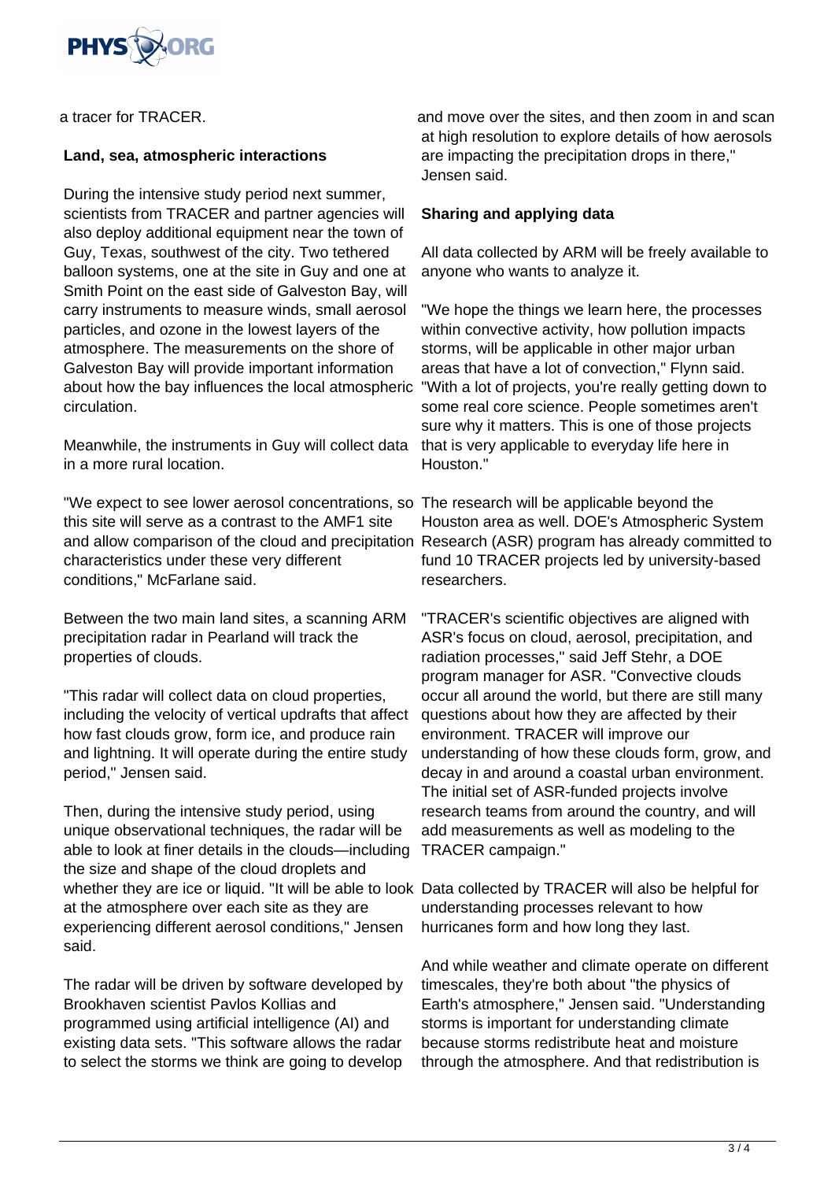a tracer for TRACER.

**Land, sea, atmospheric interactions**

During the intensive study period next summer, scientists from TRACER and partner agencies will also deploy additional equipment near the town of Guy, Texas, southwest of the city. Two tethered balloon systems, one at the site in Guy and one at Smith Point on the east side of Galveston Bay, will carry instruments to measure winds, small aerosol particles, and ozone in the lowest layers of the atmosphere. The measurements on the shore of Galveston Bay will provide important information about how the bay influences the local atmospheric circulation.

Meanwhile, the instruments in Guy will collect data in a more rural location.

"We expect to see lower aerosol concentrations, so this site will serve as a contrast to the AMF1 site and allow comparison of the cloud and precipitation characteristics under these very different conditions," McFarlane said.

Between the two main land sites, a scanning ARM precipitation radar in Pearland will track the properties of clouds.

"This radar will collect data on cloud properties, including the velocity of vertical updrafts that affect how fast clouds grow, form ice, and produce rain and lightning. It will operate during the entire study period," Jensen said.

Then, during the intensive study period, using unique observational techniques, the radar will be able to look at finer details in the clouds—including the size and shape of the cloud droplets and whether they are ice or liquid. "It will be able to look at the atmosphere over each site as they are experiencing different aerosol conditions," Jensen said.

The radar will be driven by software developed by Brookhaven scientist Pavlos Kollias and programmed using artificial intelligence (AI) and existing data sets. "This software allows the radar to select the storms we think are going to develop and move over the sites, and then zoom in and scan at high resolution to explore details of how aerosols are impacting the precipitation drops in there," Jensen said.

**Sharing and applying data**

All data collected by ARM will be freely available to anyone who wants to analyze it.

"We hope the things we learn here, the processes within convective activity, how pollution impacts storms, will be applicable in other major urban areas that have a lot of convection," Flynn said. "With a lot of projects, you're really getting down to some real core science. People sometimes aren't sure why it matters. This is one of those projects that is very applicable to everyday life here in Houston."

The research will be applicable beyond the Houston area as well. DOE's Atmospheric System Research (ASR) program has already committed to fund 10 TRACER projects led by university-based researchers.

"TRACER's scientific objectives are aligned with ASR's focus on cloud, aerosol, precipitation, and radiation processes," said Jeff Stehr, a DOE program manager for ASR. "Convective clouds occur all around the world, but there are still many questions about how they are affected by their environment. TRACER will improve our understanding of how these clouds form, grow, and decay in and around a coastal urban environment. The initial set of ASR-funded projects involve research teams from around the country, and will add measurements as well as modeling to the TRACER campaign."

Data collected by TRACER will also be helpful for understanding processes relevant to how hurricanes form and how long they last.

And while weather and climate operate on different timescales, they're both about "the physics of Earth's atmosphere," Jensen said. "Understanding storms is important for understanding climate because storms redistribute heat and moisture through the atmosphere. And that redistribution is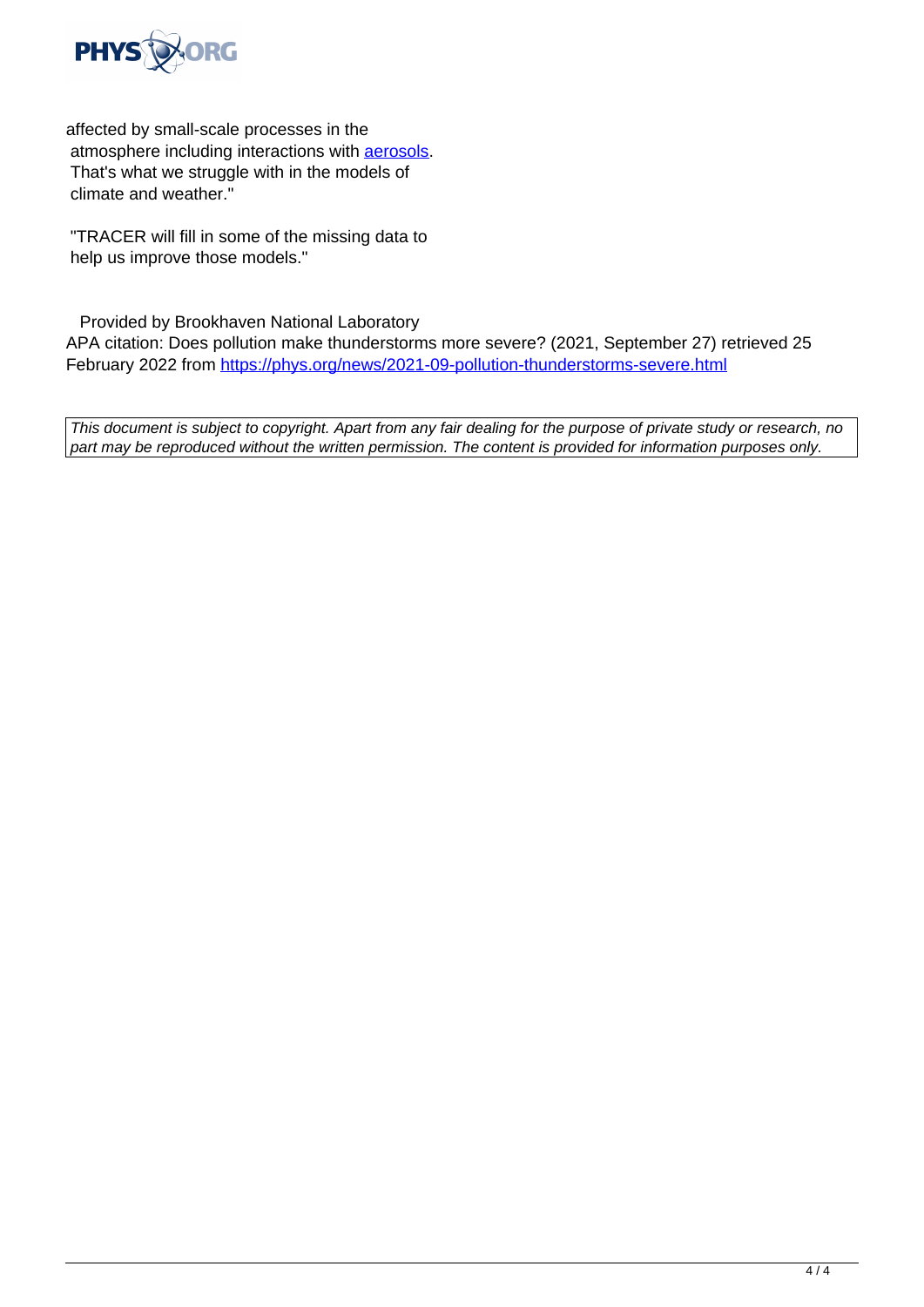affected by small-scale processes in the atmosphere including interactions with aerosols. That's what we struggle with in the models of climate and weather."

"TRACER will fill in some of the missing data to help us improve those models."

Provided by Brookhaven National Laboratory

APA citation: Does pollution make thunderstorms more severe? (2021, September 27) retrieved 25 February 2022 from https://phys.org/news/2021-09-pollution-thunderstorms-severe.html

*This document is subject to copyright. Apart from any fair dealing for the purpose of private study or research, no part may be reproduced without the written permission. The content is provided for information purposes only.*